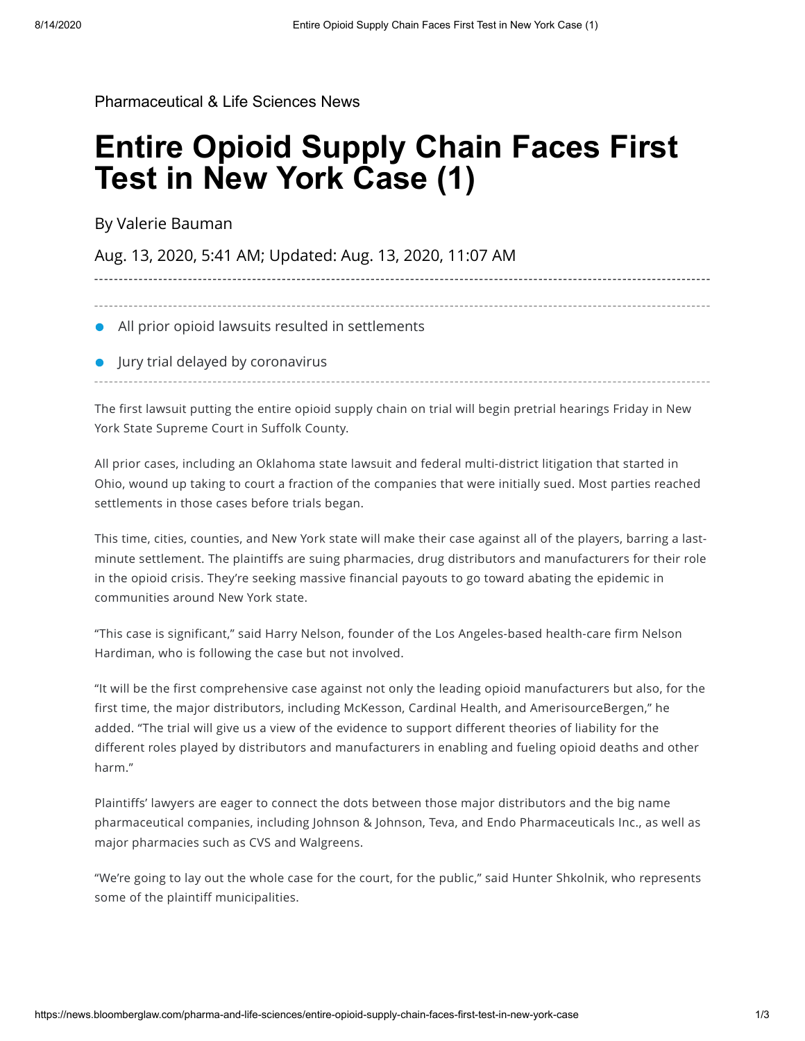Pharmaceutical & Life Sciences News

# Entire Opioid Supply Chain Faces First Test in New York Case (1)

By Valerie Bauman

Aug. 13, 2020, 5:41 AM; Updated: Aug. 13, 2020, 11:07 AM

---

- All prior opioid lawsuits resulted in settlements
- Jury trial delayed by coronavirus

---

The first lawsuit putting the entire opioid supply chain on trial will begin pretrial hearings Friday in New York State Supreme Court in Suffolk County.

All prior cases, including an Oklahoma state lawsuit and federal multi-district litigation that started in Ohio, wound up taking to court a fraction of the companies that were initially sued. Most parties reached settlements in those cases before trials began.

This time, cities, counties, and New York state will make their case against all of the players, barring a last-minute settlement. The plaintiffs are suing pharmacies, drug distributors and manufacturers for their role in the opioid crisis. They're seeking massive financial payouts to go toward abating the epidemic in communities around New York state.

"This case is significant," said Harry Nelson, founder of the Los Angeles-based health-care firm Nelson Hardiman, who is following the case but not involved.

"It will be the first comprehensive case against not only the leading opioid manufacturers but also, for the first time, the major distributors, including McKesson, Cardinal Health, and AmerisourceBergen," he added. "The trial will give us a view of the evidence to support different theories of liability for the different roles played by distributors and manufacturers in enabling and fueling opioid deaths and other harm."

Plaintiffs' lawyers are eager to connect the dots between those major distributors and the big name pharmaceutical companies, including Johnson & Johnson, Teva, and Endo Pharmaceuticals Inc., as well as major pharmacies such as CVS and Walgreens.

"We're going to lay out the whole case for the court, for the public," said Hunter Shkolnik, who represents some of the plaintiff municipalities.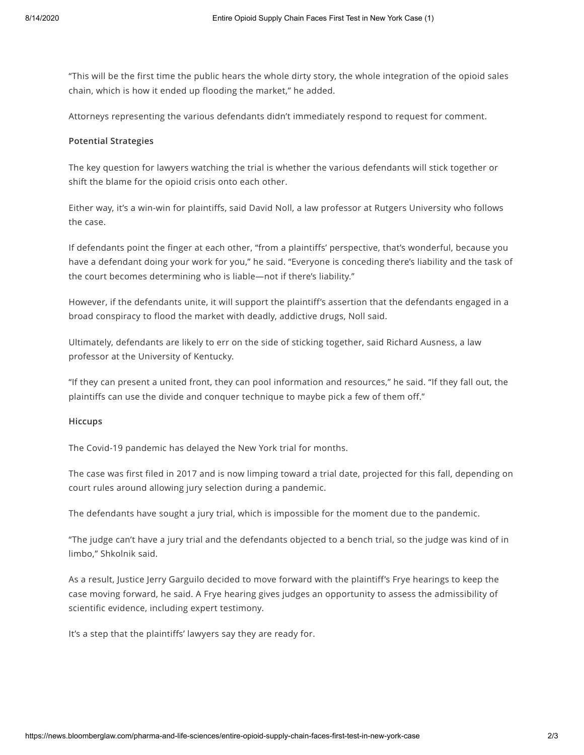"This will be the first time the public hears the whole dirty story, the whole integration of the opioid sales chain, which is how it ended up flooding the market," he added.

Attorneys representing the various defendants didn't immediately respond to request for comment.

**Potential Strategies**

The key question for lawyers watching the trial is whether the various defendants will stick together or shift the blame for the opioid crisis onto each other.

Either way, it's a win-win for plaintiffs, said David Noll, a law professor at Rutgers University who follows the case.

If defendants point the finger at each other, "from a plaintiffs' perspective, that's wonderful, because you have a defendant doing your work for you," he said. "Everyone is conceding there's liability and the task of the court becomes determining who is liable—not if there's liability."

However, if the defendants unite, it will support the plaintiff's assertion that the defendants engaged in a broad conspiracy to flood the market with deadly, addictive drugs, Noll said.

Ultimately, defendants are likely to err on the side of sticking together, said Richard Ausness, a law professor at the University of Kentucky.

"If they can present a united front, they can pool information and resources," he said. "If they fall out, the plaintiffs can use the divide and conquer technique to maybe pick a few of them off."

**Hiccups**

The Covid-19 pandemic has delayed the New York trial for months.

The case was first filed in 2017 and is now limping toward a trial date, projected for this fall, depending on court rules around allowing jury selection during a pandemic.

The defendants have sought a jury trial, which is impossible for the moment due to the pandemic.

"The judge can't have a jury trial and the defendants objected to a bench trial, so the judge was kind of in limbo," Shkolnik said.

As a result, Justice Jerry Garguilo decided to move forward with the plaintiff's Frye hearings to keep the case moving forward, he said. A Frye hearing gives judges an opportunity to assess the admissibility of scientific evidence, including expert testimony.

It's a step that the plaintiffs' lawyers say they are ready for.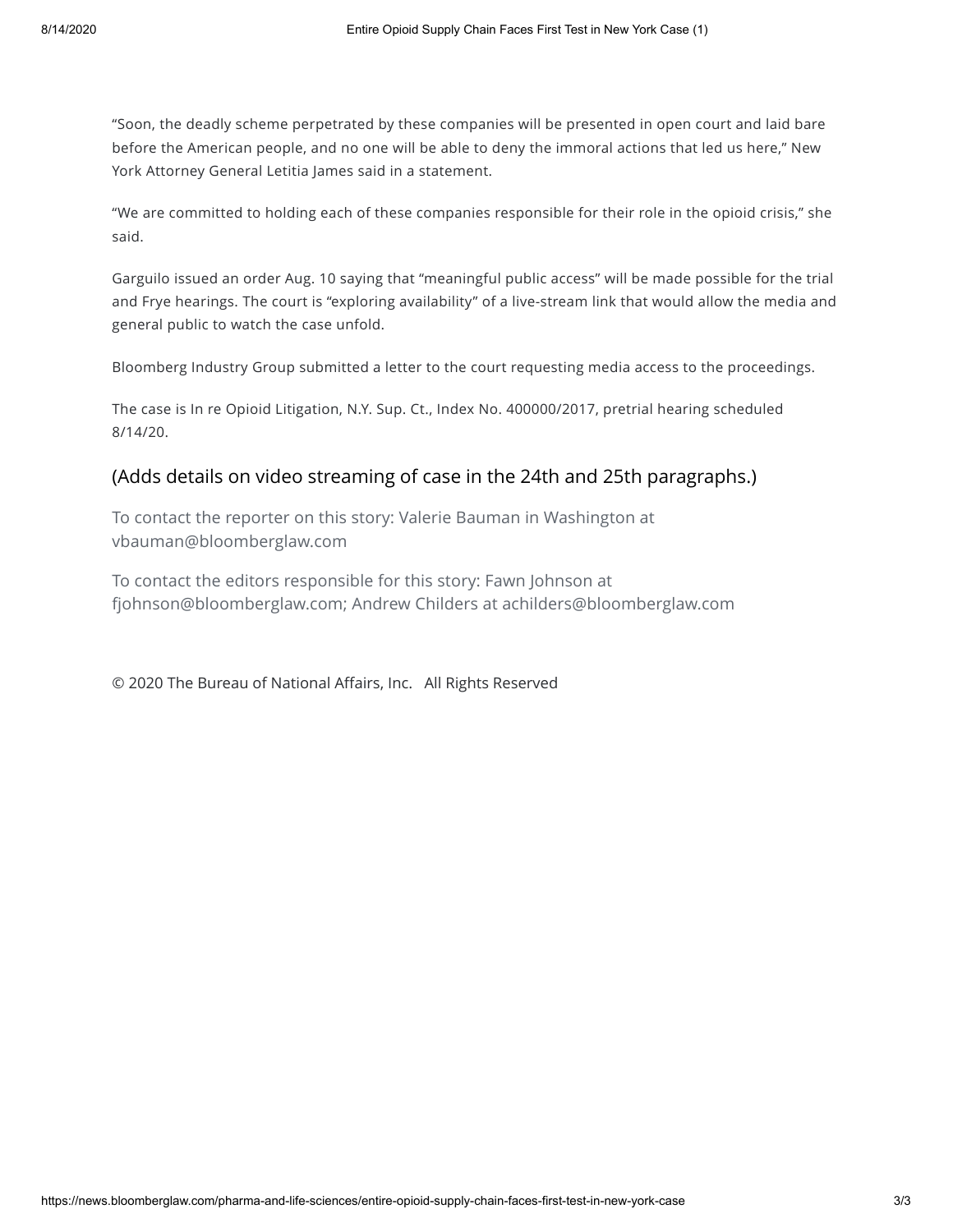"Soon, the deadly scheme perpetrated by these companies will be presented in open court and laid bare before the American people, and no one will be able to deny the immoral actions that led us here," New York Attorney General Letitia James said in a statement.

"We are committed to holding each of these companies responsible for their role in the opioid crisis," she said.

Garguilo issued an order Aug. 10 saying that "meaningful public access" will be made possible for the trial and Frye hearings. The court is "exploring availability" of a live-stream link that would allow the media and general public to watch the case unfold.

Bloomberg Industry Group submitted a letter to the court requesting media access to the proceedings.

The case is In re Opioid Litigation, N.Y. Sup. Ct., Index No. 400000/2017, pretrial hearing scheduled 8/14/20.

## (Adds details on video streaming of case in the 24th and 25th paragraphs.)

To contact the reporter on this story: Valerie Bauman in Washington at vbauman@bloomberglaw.com

To contact the editors responsible for this story: Fawn Johnson at fjohnson@bloomberglaw.com; Andrew Childers at achilders@bloomberglaw.com

© 2020 The Bureau of National Affairs, Inc. All Rights Reserved